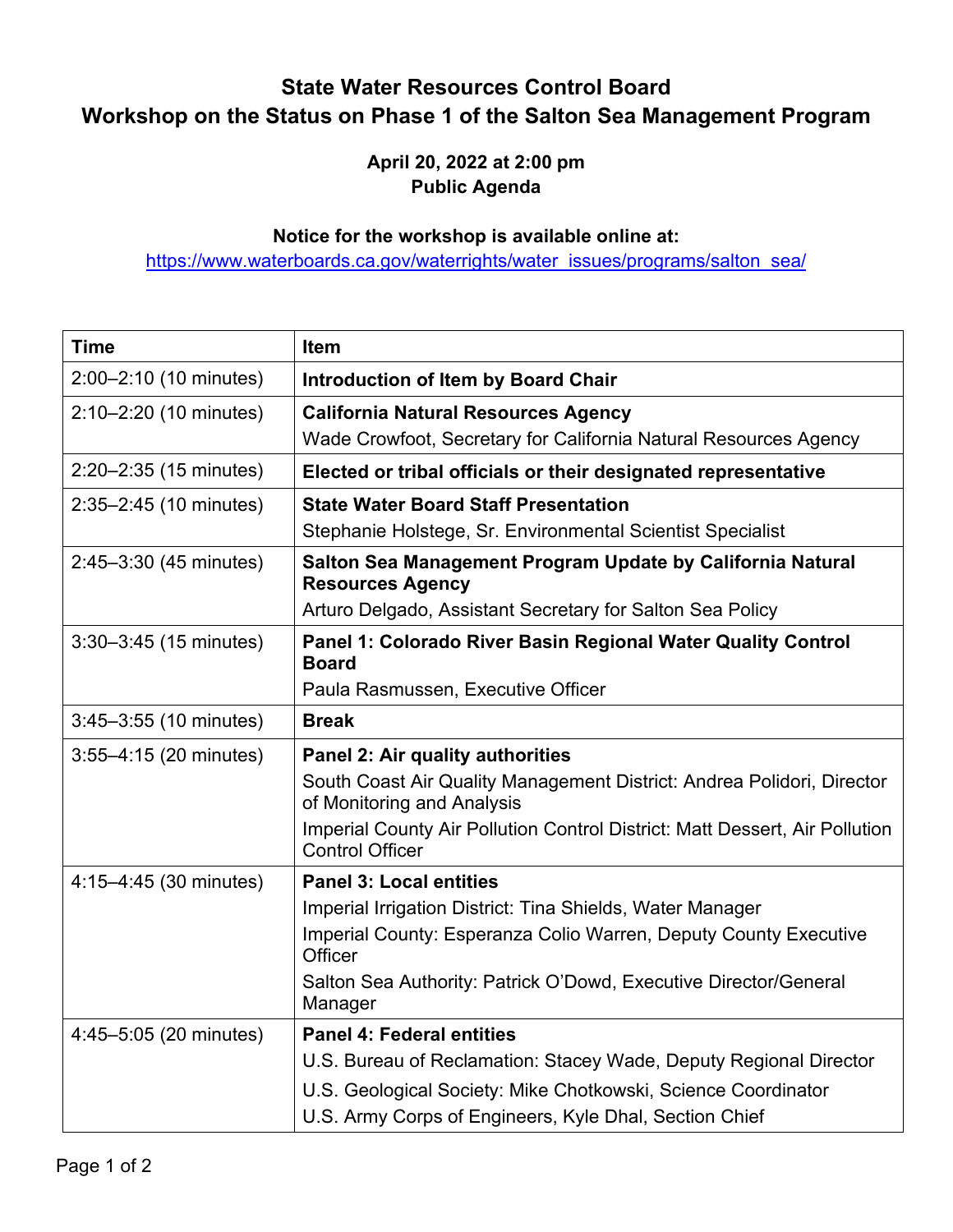# State Water Resources Control Board
# Workshop on the Status on Phase 1 of the Salton Sea Management Program

**April 20, 2022 at 2:00 pm**
**Public Agenda**

**Notice for the workshop is available online at:**
https://www.waterboards.ca.gov/waterrights/water_issues/programs/salton_sea/

| Time | Item |
|---|---|
| 2:00–2:10 (10 minutes) | **Introduction of Item by Board Chair** |
| 2:10–2:20 (10 minutes) | **California Natural Resources Agency**<br>Wade Crowfoot, Secretary for California Natural Resources Agency |
| 2:20–2:35 (15 minutes) | **Elected or tribal officials or their designated representative** |
| 2:35–2:45 (10 minutes) | **State Water Board Staff Presentation**<br>Stephanie Holstege, Sr. Environmental Scientist Specialist |
| 2:45–3:30 (45 minutes) | **Salton Sea Management Program Update by California Natural Resources Agency**<br>Arturo Delgado, Assistant Secretary for Salton Sea Policy |
| 3:30–3:45 (15 minutes) | **Panel 1: Colorado River Basin Regional Water Quality Control Board**<br>Paula Rasmussen, Executive Officer |
| 3:45–3:55 (10 minutes) | **Break** |
| 3:55–4:15 (20 minutes) | **Panel 2: Air quality authorities**<br>South Coast Air Quality Management District: Andrea Polidori, Director of Monitoring and Analysis<br>Imperial County Air Pollution Control District: Matt Dessert, Air Pollution Control Officer |
| 4:15–4:45 (30 minutes) | **Panel 3: Local entities**<br>Imperial Irrigation District: Tina Shields, Water Manager<br>Imperial County: Esperanza Colio Warren, Deputy County Executive Officer<br>Salton Sea Authority: Patrick O'Dowd, Executive Director/General Manager |
| 4:45–5:05 (20 minutes) | **Panel 4: Federal entities**<br>U.S. Bureau of Reclamation: Stacey Wade, Deputy Regional Director<br>U.S. Geological Society: Mike Chotkowski, Science Coordinator<br>U.S. Army Corps of Engineers, Kyle Dhal, Section Chief |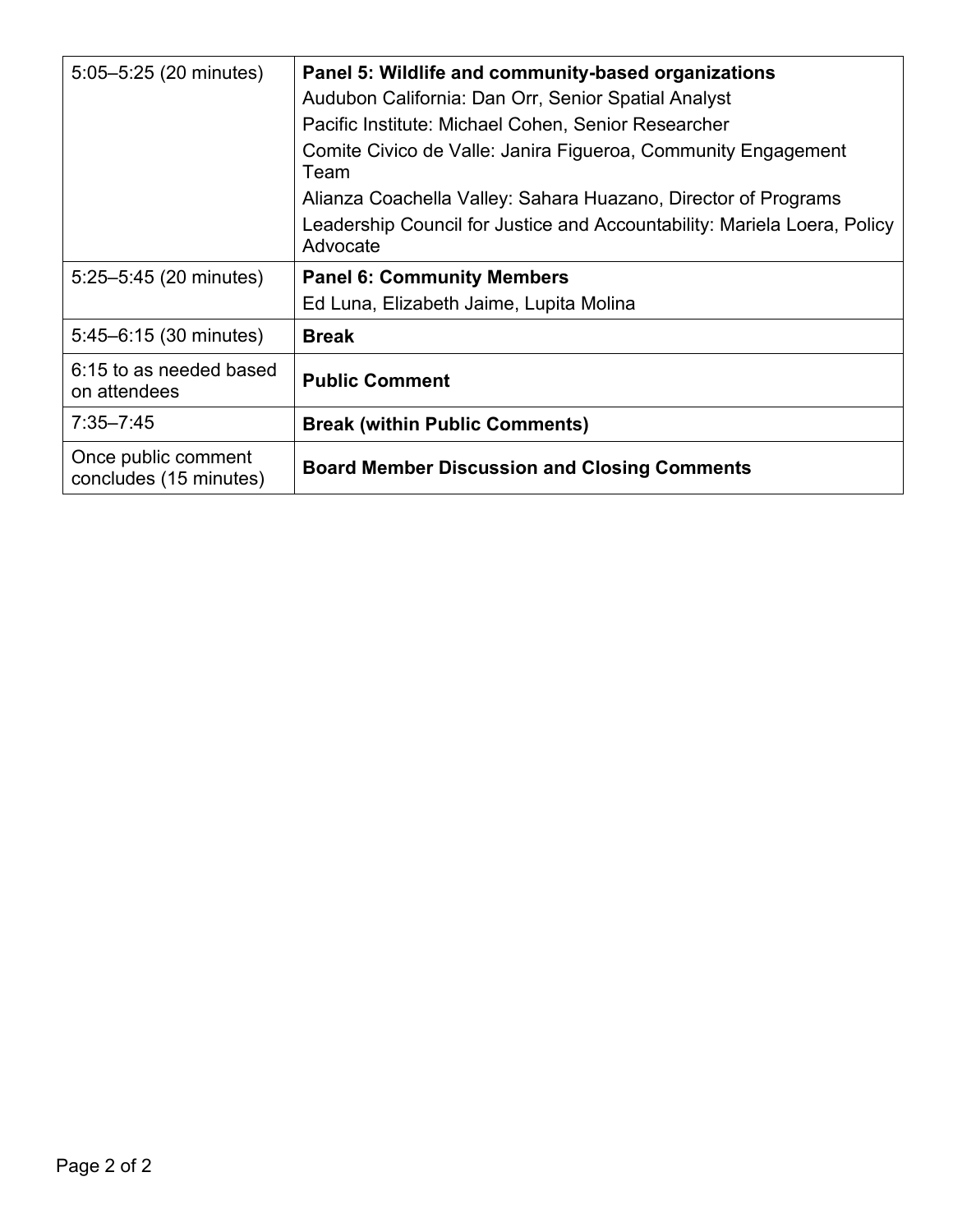| | |
|---|---|
| 5:05–5:25 (20 minutes) | **Panel 5: Wildlife and community-based organizations**<br>Audubon California: Dan Orr, Senior Spatial Analyst<br>Pacific Institute: Michael Cohen, Senior Researcher<br>Comite Civico de Valle: Janira Figueroa, Community Engagement Team<br>Alianza Coachella Valley: Sahara Huazano, Director of Programs<br>Leadership Council for Justice and Accountability: Mariela Loera, Policy Advocate |
| 5:25–5:45 (20 minutes) | **Panel 6: Community Members**<br>Ed Luna, Elizabeth Jaime, Lupita Molina |
| 5:45–6:15 (30 minutes) | **Break** |
| 6:15 to as needed based on attendees | **Public Comment** |
| 7:35–7:45 | **Break (within Public Comments)** |
| Once public comment concludes (15 minutes) | **Board Member Discussion and Closing Comments** |